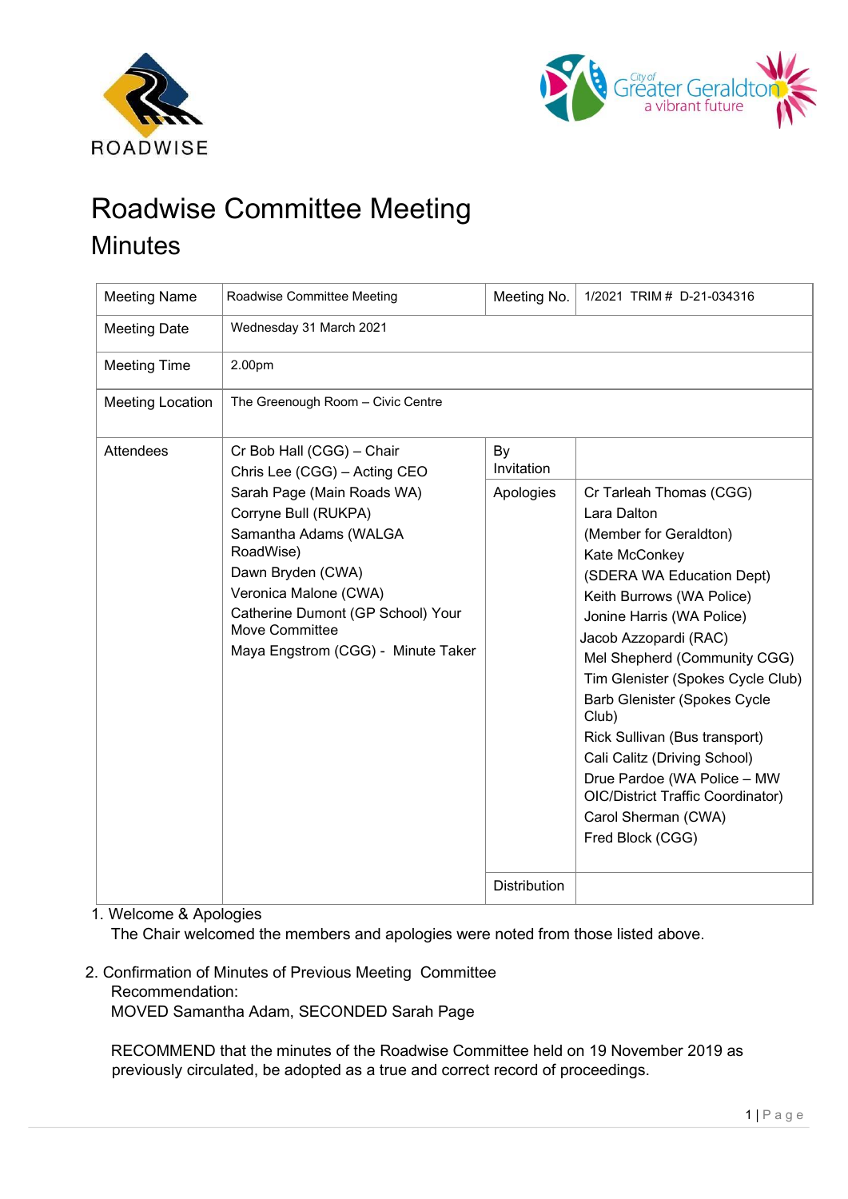# Roadwise Committee Meeting

## Minutes

| Meeting Name | Roadwise Committee Meeting | Meeting No. | 1/2021 TRIM # D-21-034316 |
|---|---|---|---|
| Meeting Date | Wednesday 31 March 2021 | | |
| Meeting Time | 2.00pm | | |
| Meeting Location | The Greenough Room – Civic Centre | | |
| Attendees | Cr Bob Hall (CGG) – Chair<br>Chris Lee (CGG) – Acting CEO<br>Sarah Page (Main Roads WA)<br>Corryne Bull (RUKPA)<br>Samantha Adams (WALGA RoadWise)<br>Dawn Bryden (CWA)<br>Veronica Malone (CWA)<br>Catherine Dumont (GP School) Your Move Committee<br>Maya Engstrom (CGG) - Minute Taker | By Invitation | |
| | | Apologies | Cr Tarleah Thomas (CGG)<br>Lara Dalton<br>(Member for Geraldton)<br>Kate McConkey<br>(SDERA WA Education Dept)<br>Keith Burrows (WA Police)<br>Jonine Harris (WA Police)<br>Jacob Azzopardi (RAC)<br>Mel Shepherd (Community CGG)<br>Tim Glenister (Spokes Cycle Club)<br>Barb Glenister (Spokes Cycle Club)<br>Rick Sullivan (Bus transport)<br>Cali Calitz (Driving School)<br>Drue Pardoe (WA Police – MW OIC/District Traffic Coordinator)<br>Carol Sherman (CWA)<br>Fred Block (CGG) |
| | | Distribution | |

1. Welcome & Apologies

   The Chair welcomed the members and apologies were noted from those listed above.

2. Confirmation of Minutes of Previous Meeting Committee

   Recommendation:

   MOVED Samantha Adam, SECONDED Sarah Page

   RECOMMEND that the minutes of the Roadwise Committee held on 19 November 2019 as previously circulated, be adopted as a true and correct record of proceedings.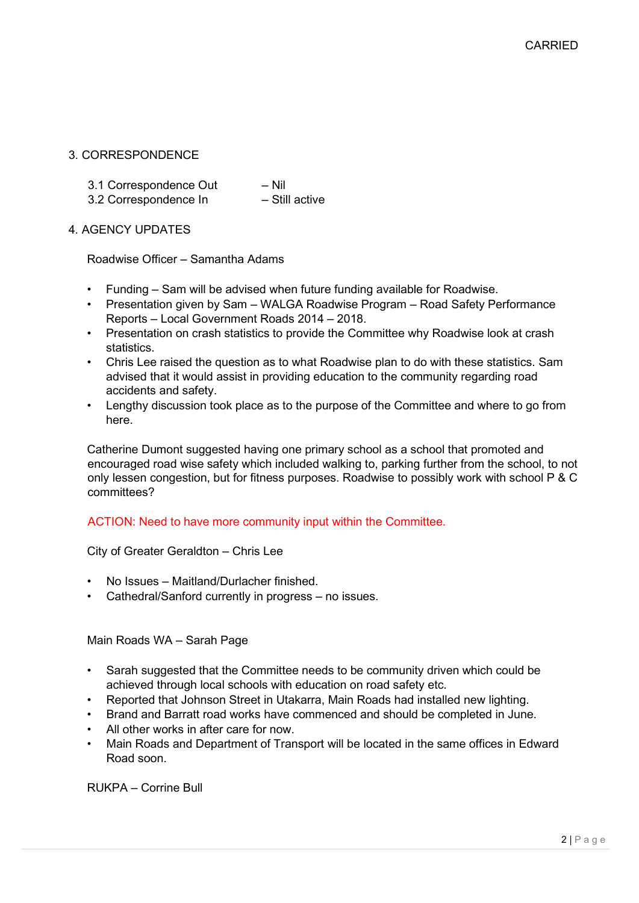CARRIED

## 3. CORRESPONDENCE

3.1 Correspondence Out – Nil
3.2 Correspondence In – Still active

## 4. AGENCY UPDATES

Roadwise Officer – Samantha Adams

- Funding – Sam will be advised when future funding available for Roadwise.
- Presentation given by Sam – WALGA Roadwise Program – Road Safety Performance Reports – Local Government Roads 2014 – 2018.
- Presentation on crash statistics to provide the Committee why Roadwise look at crash statistics.
- Chris Lee raised the question as to what Roadwise plan to do with these statistics. Sam advised that it would assist in providing education to the community regarding road accidents and safety.
- Lengthy discussion took place as to the purpose of the Committee and where to go from here.

Catherine Dumont suggested having one primary school as a school that promoted and encouraged road wise safety which included walking to, parking further from the school, to not only lessen congestion, but for fitness purposes. Roadwise to possibly work with school P & C committees?

ACTION: Need to have more community input within the Committee.

City of Greater Geraldton – Chris Lee

- No Issues – Maitland/Durlacher finished.
- Cathedral/Sanford currently in progress – no issues.

Main Roads WA – Sarah Page

- Sarah suggested that the Committee needs to be community driven which could be achieved through local schools with education on road safety etc.
- Reported that Johnson Street in Utakarra, Main Roads had installed new lighting.
- Brand and Barratt road works have commenced and should be completed in June.
- All other works in after care for now.
- Main Roads and Department of Transport will be located in the same offices in Edward Road soon.

RUKPA – Corrine Bull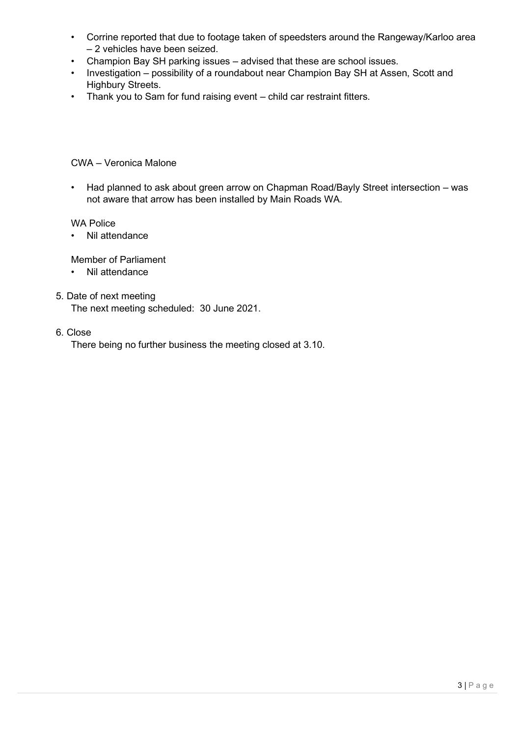- Corrine reported that due to footage taken of speedsters around the Rangeway/Karloo area – 2 vehicles have been seized.
- Champion Bay SH parking issues – advised that these are school issues.
- Investigation – possibility of a roundabout near Champion Bay SH at Assen, Scott and Highbury Streets.
- Thank you to Sam for fund raising event – child car restraint fitters.

CWA – Veronica Malone

- Had planned to ask about green arrow on Chapman Road/Bayly Street intersection – was not aware that arrow has been installed by Main Roads WA.

WA Police

- Nil attendance

Member of Parliament

- Nil attendance

5. Date of next meeting

   The next meeting scheduled: 30 June 2021.

6. Close

   There being no further business the meeting closed at 3.10.